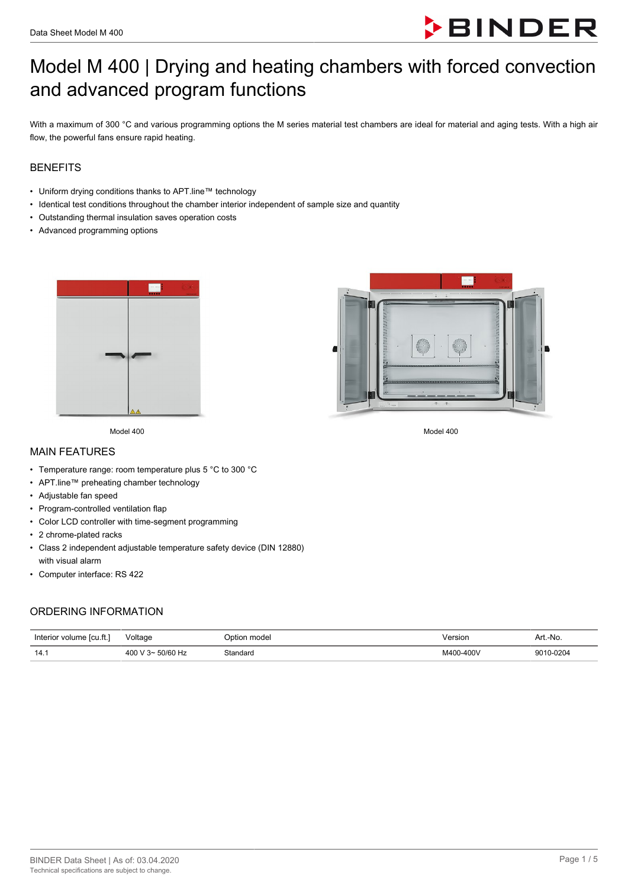# Model M 400 | Drying and heating chambers with forced convection and advanced program functions

With a maximum of 300 °C and various programming options the M series material test chambers are ideal for material and aging tests. With a high air flow, the powerful fans ensure rapid heating.

## BENEFITS

- Uniform drying conditions thanks to APT.line™ technology
- Identical test conditions throughout the chamber interior independent of sample size and quantity
- Outstanding thermal insulation saves operation costs
- Advanced programming options

Model 400

Model 400

## MAIN FEATURES

- Temperature range: room temperature plus 5 °C to 300 °C
- APT.line™ preheating chamber technology
- Adjustable fan speed
- Program-controlled ventilation flap
- Color LCD controller with time-segment programming
- 2 chrome-plated racks
- Class 2 independent adjustable temperature safety device (DIN 12880) with visual alarm
- Computer interface: RS 422

## ORDERING INFORMATION

| Interior volume [cu.ft.] | Voltage | Option model | Version | Art.-No. |
|---|---|---|---|---|
| 14.1 | 400 V 3~ 50/60 Hz | Standard | M400-400V | 9010-0204 |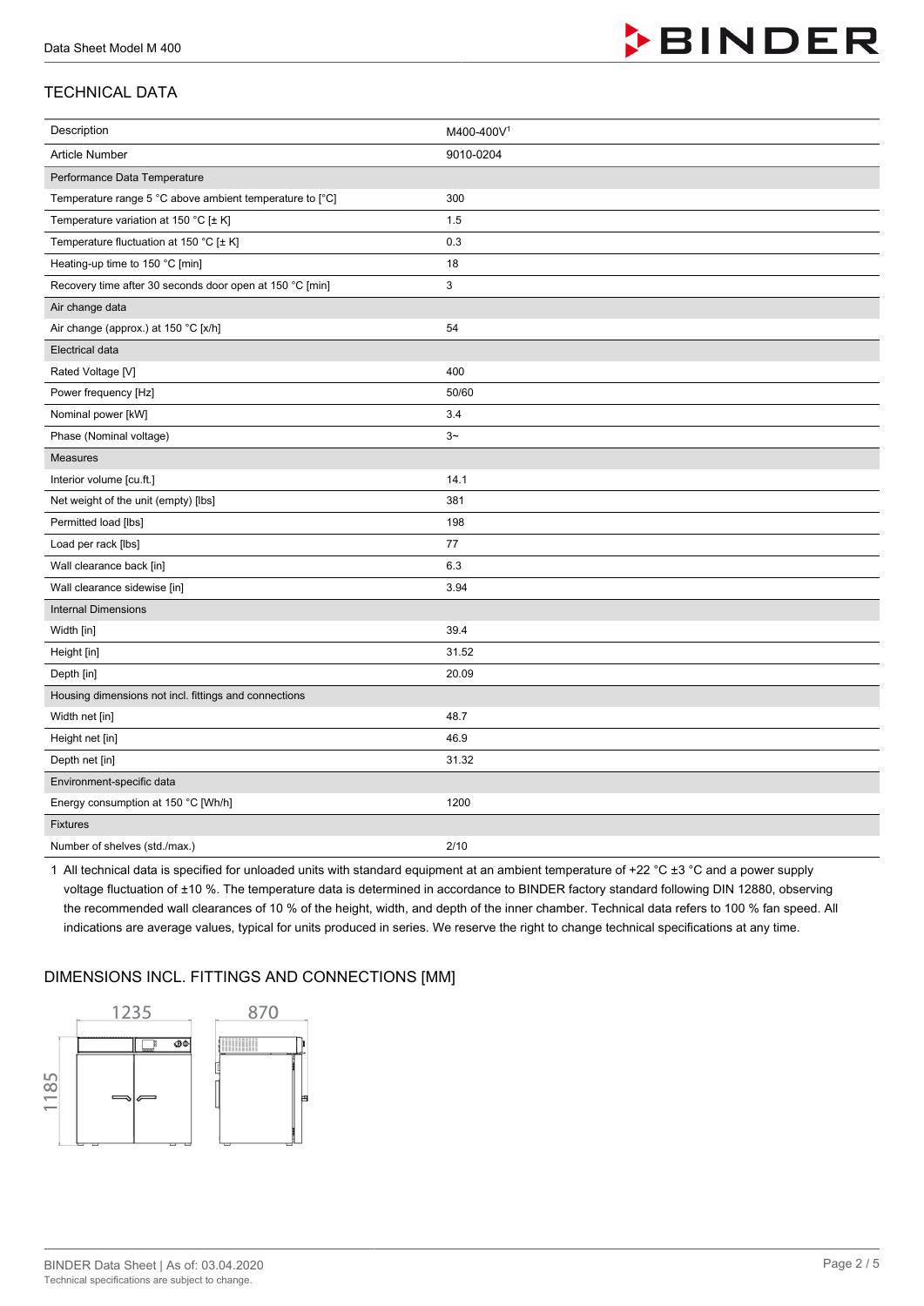## TECHNICAL DATA

| Description | M400-400V[1] |
|---|---|
| Article Number | 9010-0204 |
| **Performance Data Temperature** | |
| Temperature range 5 °C above ambient temperature to [°C] | 300 |
| Temperature variation at 150 °C [± K] | 1.5 |
| Temperature fluctuation at 150 °C [± K] | 0.3 |
| Heating-up time to 150 °C [min] | 18 |
| Recovery time after 30 seconds door open at 150 °C [min] | 3 |
| **Air change data** | |
| Air change (approx.) at 150 °C [x/h] | 54 |
| **Electrical data** | |
| Rated Voltage [V] | 400 |
| Power frequency [Hz] | 50/60 |
| Nominal power [kW] | 3.4 |
| Phase (Nominal voltage) | 3~ |
| **Measures** | |
| Interior volume [cu.ft.] | 14.1 |
| Net weight of the unit (empty) [lbs] | 381 |
| Permitted load [lbs] | 198 |
| Load per rack [lbs] | 77 |
| Wall clearance back [in] | 6.3 |
| Wall clearance sidewise [in] | 3.94 |
| **Internal Dimensions** | |
| Width [in] | 39.4 |
| Height [in] | 31.52 |
| Depth [in] | 20.09 |
| **Housing dimensions not incl. fittings and connections** | |
| Width net [in] | 48.7 |
| Height net [in] | 46.9 |
| Depth net [in] | 31.32 |
| **Environment-specific data** | |
| Energy consumption at 150 °C [Wh/h] | 1200 |
| **Fixtures** | |
| Number of shelves (std./max.) | 2/10 |

1 All technical data is specified for unloaded units with standard equipment at an ambient temperature of +22 °C ±3 °C and a power supply voltage fluctuation of ±10 %. The temperature data is determined in accordance to BINDER factory standard following DIN 12880, observing the recommended wall clearances of 10 % of the height, width, and depth of the inner chamber. Technical data refers to 100 % fan speed. All indications are average values, typical for units produced in series. We reserve the right to change technical specifications at any time.

## DIMENSIONS INCL. FITTINGS AND CONNECTIONS [MM]

1235

870

1185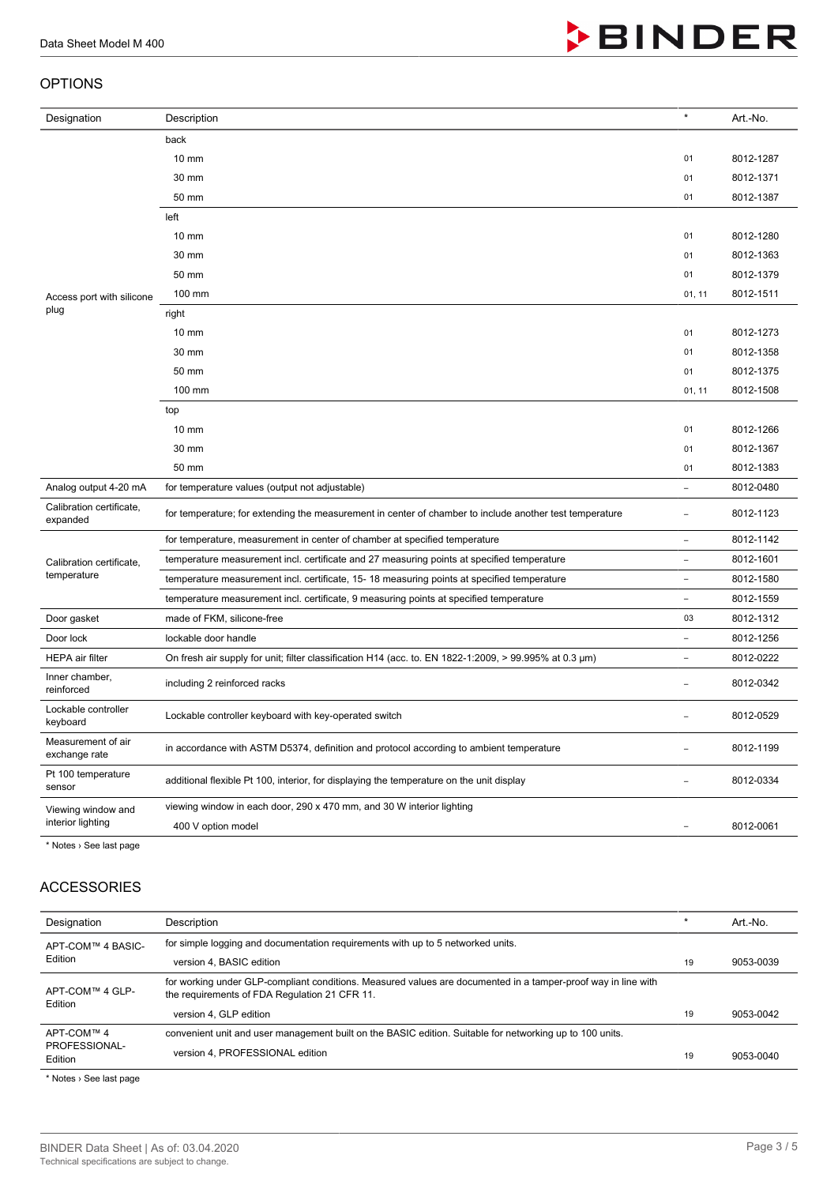## OPTIONS

| Designation | Description | * | Art.-No. |
|---|---|---|---|
| Access port with silicone plug | back | | |
| | 10 mm | 01 | 8012-1287 |
| | 30 mm | 01 | 8012-1371 |
| | 50 mm | 01 | 8012-1387 |
| | left | | |
| | 10 mm | 01 | 8012-1280 |
| | 30 mm | 01 | 8012-1363 |
| | 50 mm | 01 | 8012-1379 |
| | 100 mm | 01, 11 | 8012-1511 |
| | right | | |
| | 10 mm | 01 | 8012-1273 |
| | 30 mm | 01 | 8012-1358 |
| | 50 mm | 01 | 8012-1375 |
| | 100 mm | 01, 11 | 8012-1508 |
| | top | | |
| | 10 mm | 01 | 8012-1266 |
| | 30 mm | 01 | 8012-1367 |
| | 50 mm | 01 | 8012-1383 |
| Analog output 4-20 mA | for temperature values (output not adjustable) | – | 8012-0480 |
| Calibration certificate, expanded | for temperature; for extending the measurement in center of chamber to include another test temperature | – | 8012-1123 |
| Calibration certificate, temperature | for temperature, measurement in center of chamber at specified temperature | – | 8012-1142 |
| | temperature measurement incl. certificate and 27 measuring points at specified temperature | – | 8012-1601 |
| | temperature measurement incl. certificate, 15- 18 measuring points at specified temperature | – | 8012-1580 |
| | temperature measurement incl. certificate, 9 measuring points at specified temperature | – | 8012-1559 |
| Door gasket | made of FKM, silicone-free | 03 | 8012-1312 |
| Door lock | lockable door handle | – | 8012-1256 |
| HEPA air filter | On fresh air supply for unit; filter classification H14 (acc. to. EN 1822-1:2009, > 99.995% at 0.3 µm) | – | 8012-0222 |
| Inner chamber, reinforced | including 2 reinforced racks | – | 8012-0342 |
| Lockable controller keyboard | Lockable controller keyboard with key-operated switch | – | 8012-0529 |
| Measurement of air exchange rate | in accordance with ASTM D5374, definition and protocol according to ambient temperature | – | 8012-1199 |
| Pt 100 temperature sensor | additional flexible Pt 100, interior, for displaying the temperature on the unit display | – | 8012-0334 |
| Viewing window and interior lighting | viewing window in each door, 290 x 470 mm, and 30 W interior lighting | | |
| | 400 V option model | – | 8012-0061 |

* Notes › See last page

## ACCESSORIES

| Designation | Description | * | Art.-No. |
|---|---|---|---|
| APT-COM™ 4 BASIC-Edition | for simple logging and documentation requirements with up to 5 networked units. | | |
| | version 4, BASIC edition | 19 | 9053-0039 |
| APT-COM™ 4 GLP-Edition | for working under GLP-compliant conditions. Measured values are documented in a tamper-proof way in line with the requirements of FDA Regulation 21 CFR 11. | | |
| | version 4, GLP edition | 19 | 9053-0042 |
| APT-COM™ 4 PROFESSIONAL-Edition | convenient unit and user management built on the BASIC edition. Suitable for networking up to 100 units. | | |
| | version 4, PROFESSIONAL edition | 19 | 9053-0040 |

* Notes › See last page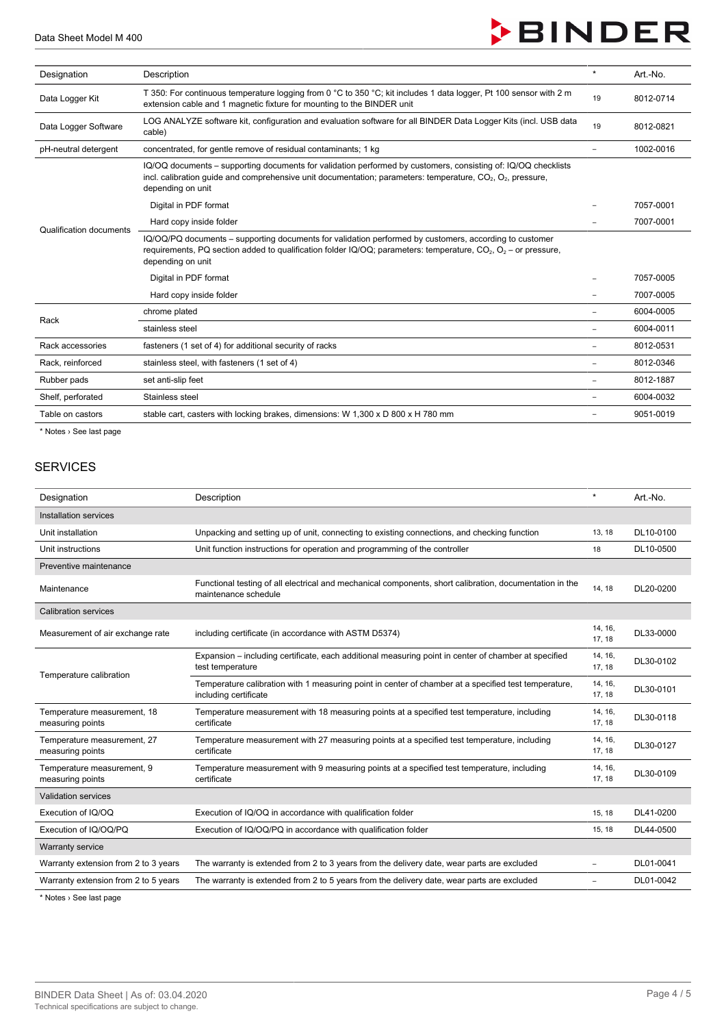| Designation | Description | * | Art.-No. |
|---|---|---|---|
| Data Logger Kit | T 350: For continuous temperature logging from 0 °C to 350 °C; kit includes 1 data logger, Pt 100 sensor with 2 m extension cable and 1 magnetic fixture for mounting to the BINDER unit | 19 | 8012-0714 |
| Data Logger Software | LOG ANALYZE software kit, configuration and evaluation software for all BINDER Data Logger Kits (incl. USB data cable) | 19 | 8012-0821 |
| pH-neutral detergent | concentrated, for gentle remove of residual contaminants; 1 kg | – | 1002-0016 |
| Qualification documents | IQ/OQ documents – supporting documents for validation performed by customers, consisting of: IQ/OQ checklists incl. calibration guide and comprehensive unit documentation; parameters: temperature, $CO_2$, $O_2$, pressure, depending on unit | | |
| | Digital in PDF format | – | 7057-0001 |
| | Hard copy inside folder | – | 7007-0001 |
| | IQ/OQ/PQ documents – supporting documents for validation performed by customers, according to customer requirements, PQ section added to qualification folder IQ/OQ; parameters: temperature, $CO_2$, $O_2$ – or pressure, depending on unit | | |
| | Digital in PDF format | – | 7057-0005 |
| | Hard copy inside folder | – | 7007-0005 |
| Rack | chrome plated | – | 6004-0005 |
| | stainless steel | – | 6004-0011 |
| Rack accessories | fasteners (1 set of 4) for additional security of racks | – | 8012-0531 |
| Rack, reinforced | stainless steel, with fasteners (1 set of 4) | – | 8012-0346 |
| Rubber pads | set anti-slip feet | – | 8012-1887 |
| Shelf, perforated | Stainless steel | – | 6004-0032 |
| Table on castors | stable cart, casters with locking brakes, dimensions: W 1,300 x D 800 x H 780 mm | – | 9051-0019 |

* Notes › See last page

## SERVICES

| Designation | Description | * | Art.-No. |
|---|---|---|---|
| Installation services | | | |
| Unit installation | Unpacking and setting up of unit, connecting to existing connections, and checking function | 13, 18 | DL10-0100 |
| Unit instructions | Unit function instructions for operation and programming of the controller | 18 | DL10-0500 |
| Preventive maintenance | | | |
| Maintenance | Functional testing of all electrical and mechanical components, short calibration, documentation in the maintenance schedule | 14, 18 | DL20-0200 |
| Calibration services | | | |
| Measurement of air exchange rate | including certificate (in accordance with ASTM D5374) | 14, 16, 17, 18 | DL33-0000 |
| Temperature calibration | Expansion – including certificate, each additional measuring point in center of chamber at specified test temperature | 14, 16, 17, 18 | DL30-0102 |
| | Temperature calibration with 1 measuring point in center of chamber at a specified test temperature, including certificate | 14, 16, 17, 18 | DL30-0101 |
| Temperature measurement, 18 measuring points | Temperature measurement with 18 measuring points at a specified test temperature, including certificate | 14, 16, 17, 18 | DL30-0118 |
| Temperature measurement, 27 measuring points | Temperature measurement with 27 measuring points at a specified test temperature, including certificate | 14, 16, 17, 18 | DL30-0127 |
| Temperature measurement, 9 measuring points | Temperature measurement with 9 measuring points at a specified test temperature, including certificate | 14, 16, 17, 18 | DL30-0109 |
| Validation services | | | |
| Execution of IQ/OQ | Execution of IQ/OQ in accordance with qualification folder | 15, 18 | DL41-0200 |
| Execution of IQ/OQ/PQ | Execution of IQ/OQ/PQ in accordance with qualification folder | 15, 18 | DL44-0500 |
| Warranty service | | | |
| Warranty extension from 2 to 3 years | The warranty is extended from 2 to 3 years from the delivery date, wear parts are excluded | – | DL01-0041 |
| Warranty extension from 2 to 5 years | The warranty is extended from 2 to 5 years from the delivery date, wear parts are excluded | – | DL01-0042 |

* Notes › See last page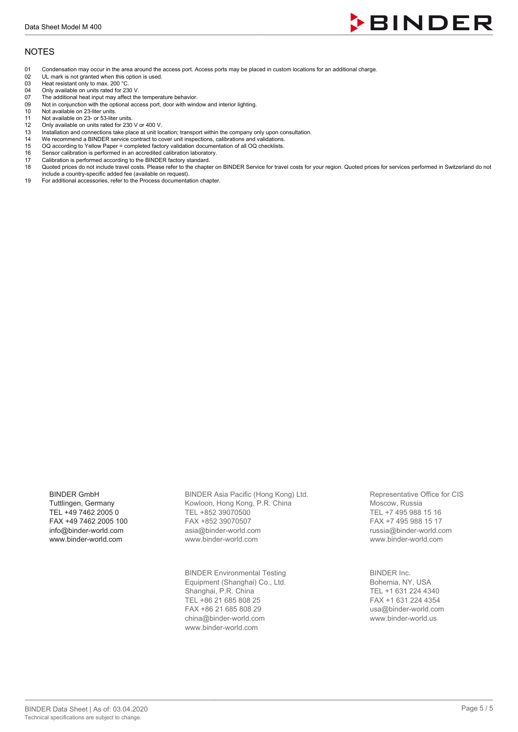## NOTES

01 Condensation may occur in the area around the access port. Access ports may be placed in custom locations for an additional charge.
02 UL mark is not granted when this option is used.
03 Heat resistant only to max. 200 °C.
04 Only available on units rated for 230 V.
07 The additional heat input may affect the temperature behavior.
09 Not in conjunction with the optional access port, door with window and interior lighting.
10 Not available on 23-liter units.
11 Not available on 23- or 53-liter units.
12 Only available on units rated for 230 V or 400 V.
13 Installation and connections take place at unit location; transport within the company only upon consultation.
14 We recommend a BINDER service contract to cover unit inspections, calibrations and validations.
15 OQ according to Yellow Paper = completed factory validation documentation of all OQ checklists.
16 Sensor calibration is performed in an accredited calibration laboratory.
17 Calibration is performed according to the BINDER factory standard.
18 Quoted prices do not include travel costs. Please refer to the chapter on BINDER Service for travel costs for your region. Quoted prices for services performed in Switzerland do not include a country-specific added fee (available on request).
19 For additional accessories, refer to the Process documentation chapter.

BINDER GmbH
Tuttlingen, Germany
TEL +49 7462 2005 0
FAX +49 7462 2005 100
info@binder-world.com
www.binder-world.com

BINDER Asia Pacific (Hong Kong) Ltd.
Kowloon, Hong Kong, P.R. China
TEL +852 39070500
FAX +852 39070507
asia@binder-world.com
www.binder-world.com

Representative Office for CIS
Moscow, Russia
TEL +7 495 988 15 16
FAX +7 495 988 15 17
russia@binder-world.com
www.binder-world.com

BINDER Environmental Testing Equipment (Shanghai) Co., Ltd.
Shanghai, P.R. China
TEL +86 21 685 808 25
FAX +86 21 685 808 29
china@binder-world.com
www.binder-world.com

BINDER Inc.
Bohemia, NY, USA
TEL +1 631 224 4340
FAX +1 631 224 4354
usa@binder-world.com
www.binder-world.us

BINDER Data Sheet | As of: 03.04.2020
Technical specifications are subject to change.